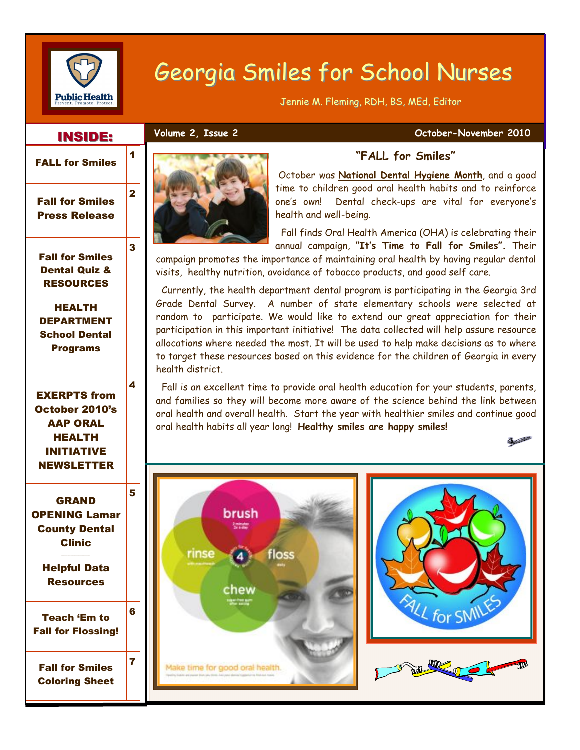# Georgia Smiles for School Nurses

Jennie M. Fleming, RDH, BS, MEd, Editor

Volume 2, Issue 2 — October-November 2010

## INSIDE:

| Section | Page |
|---|---|
| FALL for Smiles | 1 |
| Fall for Smiles Press Release | 2 |
| Fall for Smiles Dental Quiz & RESOURCES; HEALTH DEPARTMENT School Dental Programs | 3 |
| EXERPTS from October 2010's AAP ORAL HEALTH INITIATIVE NEWSLETTER | 4 |
| GRAND OPENING Lamar County Dental Clinic; Helpful Data Resources | 5 |
| Teach 'Em to Fall for Flossing! | 6 |
| Fall for Smiles Coloring Sheet | 7 |

## "FALL for Smiles"

October was National Dental Hygiene Month, and a good time to children good oral health habits and to reinforce one's own! Dental check-ups are vital for everyone's health and well-being.

Fall finds Oral Health America (OHA) is celebrating their annual campaign, **"It's Time to Fall for Smiles".** Their campaign promotes the importance of maintaining oral health by having regular dental visits, healthy nutrition, avoidance of tobacco products, and good self care.

Currently, the health department dental program is participating in the Georgia 3rd Grade Dental Survey. A number of state elementary schools were selected at random to participate. We would like to extend our great appreciation for their participation in this important initiative! The data collected will help assure resource allocations where needed the most. It will be used to help make decisions as to where to target these resources based on this evidence for the children of Georgia in every health district.

Fall is an excellent time to provide oral health education for your students, parents, and families so they will become more aware of the science behind the link between oral health and overall health. Start the year with healthier smiles and continue good oral health habits all year long! **Healthy smiles are happy smiles!**

brush — rinse — floss — chew

Make time for good oral health.

FALL for SMILES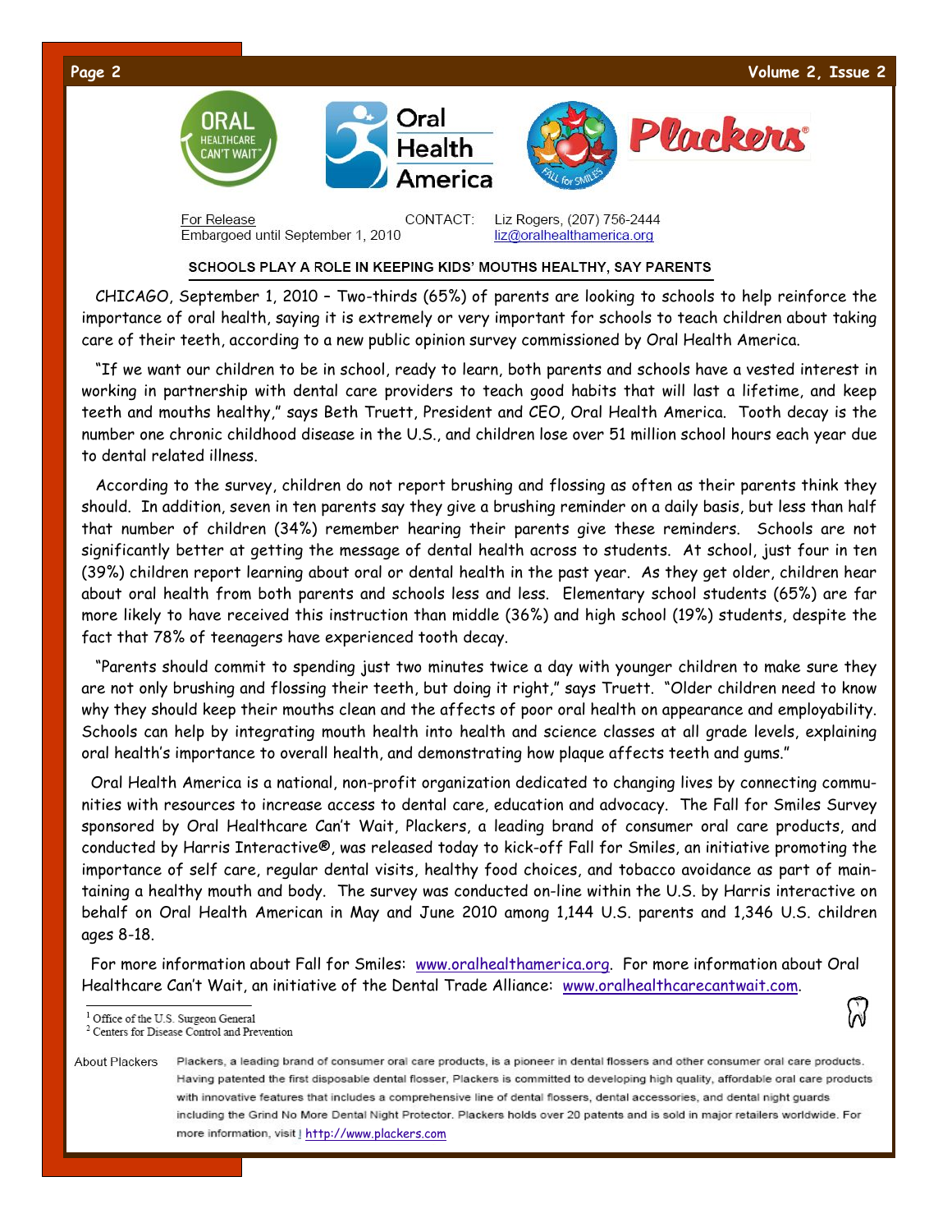For Release
Embargoed until September 1, 2010

CONTACT: Liz Rogers, (207) 756-2444
liz@oralhealthamerica.org

## SCHOOLS PLAY A ROLE IN KEEPING KIDS' MOUTHS HEALTHY, SAY PARENTS

CHICAGO, September 1, 2010 – Two-thirds (65%) of parents are looking to schools to help reinforce the importance of oral health, saying it is extremely or very important for schools to teach children about taking care of their teeth, according to a new public opinion survey commissioned by Oral Health America.

"If we want our children to be in school, ready to learn, both parents and schools have a vested interest in working in partnership with dental care providers to teach good habits that will last a lifetime, and keep teeth and mouths healthy," says Beth Truett, President and CEO, Oral Health America. Tooth decay is the number one chronic childhood disease in the U.S., and children lose over 51 million school hours each year due to dental related illness.

According to the survey, children do not report brushing and flossing as often as their parents think they should. In addition, seven in ten parents say they give a brushing reminder on a daily basis, but less than half that number of children (34%) remember hearing their parents give these reminders. Schools are not significantly better at getting the message of dental health across to students. At school, just four in ten (39%) children report learning about oral or dental health in the past year. As they get older, children hear about oral health from both parents and schools less and less. Elementary school students (65%) are far more likely to have received this instruction than middle (36%) and high school (19%) students, despite the fact that 78% of teenagers have experienced tooth decay.

"Parents should commit to spending just two minutes twice a day with younger children to make sure they are not only brushing and flossing their teeth, but doing it right," says Truett. "Older children need to know why they should keep their mouths clean and the affects of poor oral health on appearance and employability. Schools can help by integrating mouth health into health and science classes at all grade levels, explaining oral health's importance to overall health, and demonstrating how plaque affects teeth and gums."

Oral Health America is a national, non-profit organization dedicated to changing lives by connecting communities with resources to increase access to dental care, education and advocacy. The Fall for Smiles Survey sponsored by Oral Healthcare Can't Wait, Plackers, a leading brand of consumer oral care products, and conducted by Harris Interactive®, was released today to kick-off Fall for Smiles, an initiative promoting the importance of self care, regular dental visits, healthy food choices, and tobacco avoidance as part of maintaining a healthy mouth and body. The survey was conducted on-line within the U.S. by Harris interactive on behalf on Oral Health American in May and June 2010 among 1,144 U.S. parents and 1,346 U.S. children ages 8-18.

For more information about Fall for Smiles: www.oralhealthamerica.org. For more information about Oral Healthcare Can't Wait, an initiative of the Dental Trade Alliance: www.oralhealthcarecantwait.com.

[1] Office of the U.S. Surgeon General
[2] Centers for Disease Control and Prevention

**About Plackers** Plackers, a leading brand of consumer oral care products, is a pioneer in dental flossers and other consumer oral care products. Having patented the first disposable dental flosser, Plackers is committed to developing high quality, affordable oral care products with innovative features that includes a comprehensive line of dental flossers, dental accessories, and dental night guards including the Grind No More Dental Night Protector. Plackers holds over 20 patents and is sold in major retailers worldwide. For more information, visit : http://www.plackers.com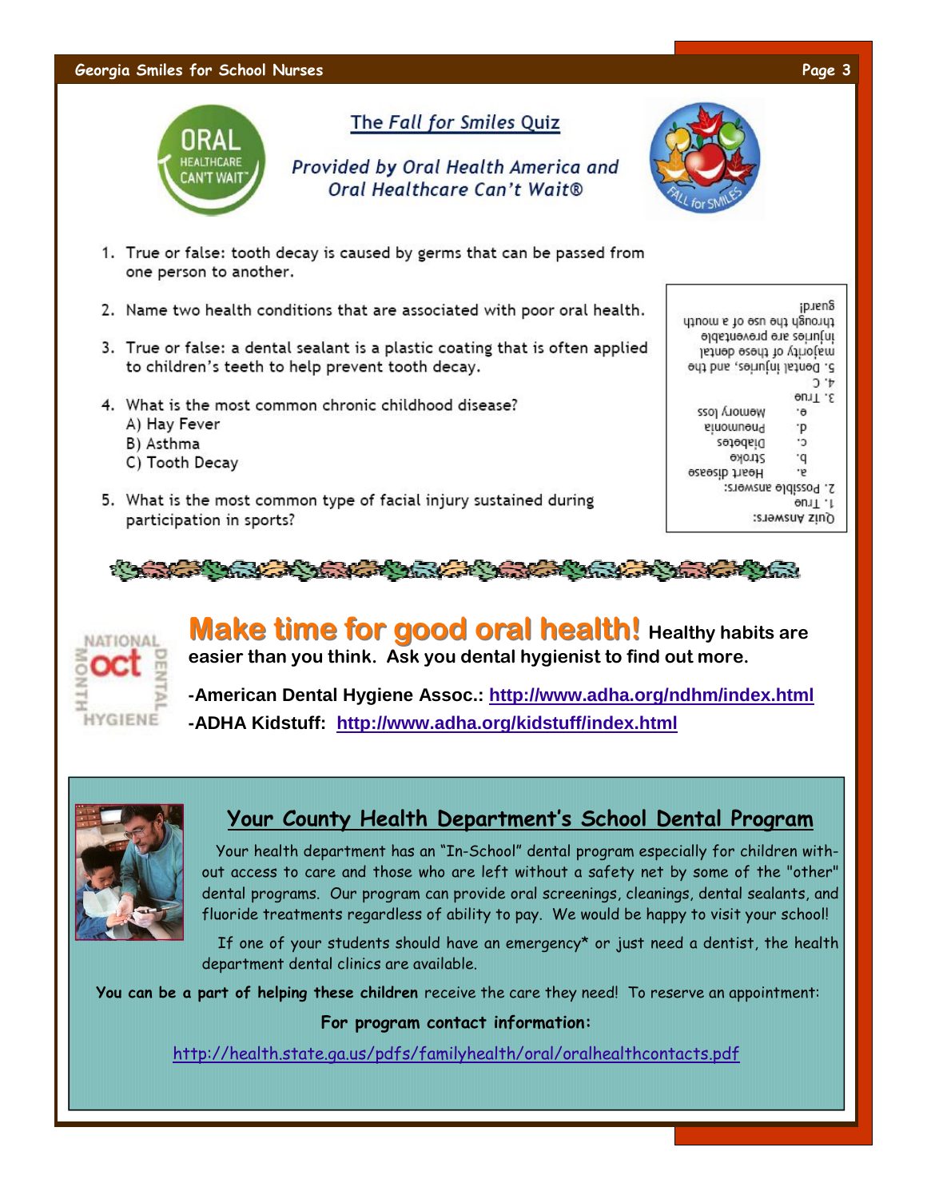## The *Fall for Smiles* Quiz

*Provided by Oral Health America and Oral Healthcare Can't Wait®*

1. True or false: tooth decay is caused by germs that can be passed from one person to another.
2. Name two health conditions that are associated with poor oral health.
3. True or false: a dental sealant is a plastic coating that is often applied to children's teeth to help prevent tooth decay.
4. What is the most common chronic childhood disease?
   A) Hay Fever
   B) Asthma
   C) Tooth Decay
5. What is the most common type of facial injury sustained during participation in sports?

Quiz Answers:
1. True
2. Possible answers:
   a. Heart disease
   b. Stroke
   c. Diabetes
   d. Pneumonia
   e. Memory loss
3. True
4. C
5. Dental injuries, and the majority of these dental injuries are preventable through the use of a mouth guard!

## Make time for good oral health!

**Healthy habits are easier than you think. Ask you dental hygienist to find out more.**

**-American Dental Hygiene Assoc.: http://www.adha.org/ndhm/index.html**

**-ADHA Kidstuff: http://www.adha.org/kidstuff/index.html**

## Your County Health Department's School Dental Program

Your health department has an "In-School" dental program especially for children without access to care and those who are left without a safety net by some of the "other" dental programs. Our program can provide oral screenings, cleanings, dental sealants, and fluoride treatments regardless of ability to pay. We would be happy to visit your school!

If one of your students should have an emergency* or just need a dentist, the health department dental clinics are available.

**You can be a part of helping these children** receive the care they need! To reserve an appointment:

**For program contact information:**

http://health.state.ga.us/pdfs/familyhealth/oral/oralhealthcontacts.pdf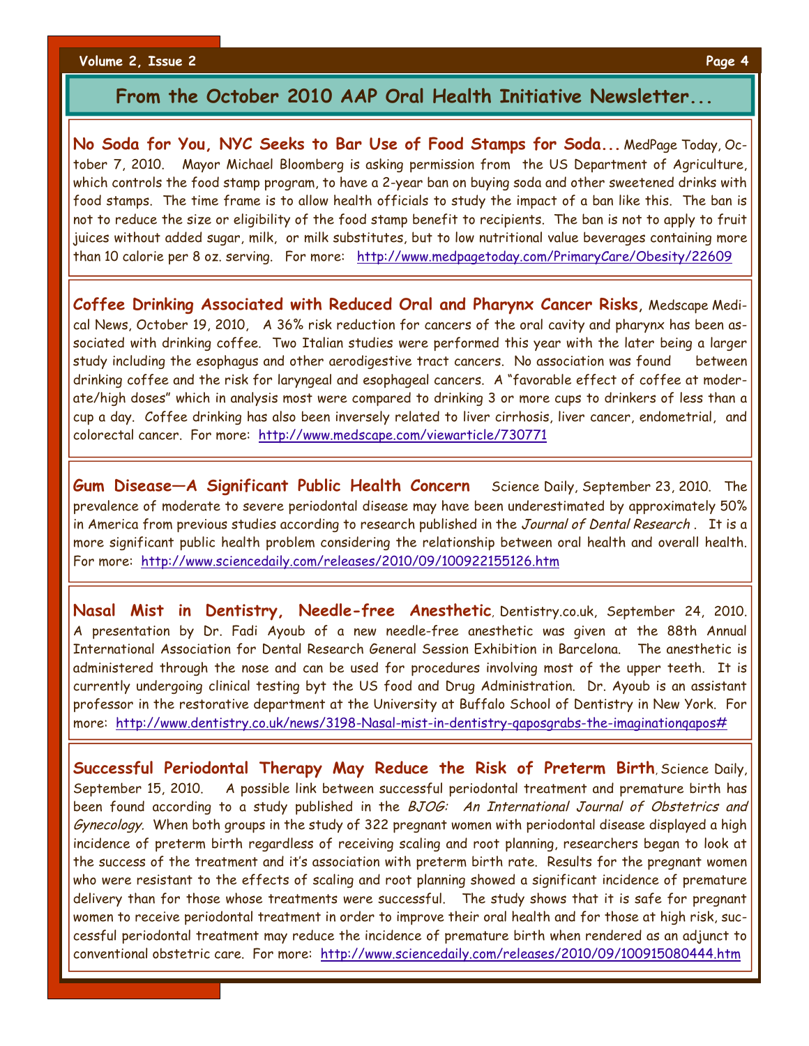## From the October 2010 AAP Oral Health Initiative Newsletter...

**No Soda for You, NYC Seeks to Bar Use of Food Stamps for Soda...** MedPage Today, October 7, 2010. Mayor Michael Bloomberg is asking permission from the US Department of Agriculture, which controls the food stamp program, to have a 2-year ban on buying soda and other sweetened drinks with food stamps. The time frame is to allow health officials to study the impact of a ban like this. The ban is not to reduce the size or eligibility of the food stamp benefit to recipients. The ban is not to apply to fruit juices without added sugar, milk, or milk substitutes, but to low nutritional value beverages containing more than 10 calorie per 8 oz. serving. For more: http://www.medpagetoday.com/PrimaryCare/Obesity/22609

**Coffee Drinking Associated with Reduced Oral and Pharynx Cancer Risks**, Medscape Medical News, October 19, 2010, A 36% risk reduction for cancers of the oral cavity and pharynx has been associated with drinking coffee. Two Italian studies were performed this year with the later being a larger study including the esophagus and other aerodigestive tract cancers. No association was found between drinking coffee and the risk for laryngeal and esophageal cancers. A "favorable effect of coffee at moderate/high doses" which in analysis most were compared to drinking 3 or more cups to drinkers of less than a cup a day. Coffee drinking has also been inversely related to liver cirrhosis, liver cancer, endometrial, and colorectal cancer. For more: http://www.medscape.com/viewarticle/730771

**Gum Disease—A Significant Public Health Concern** Science Daily, September 23, 2010. The prevalence of moderate to severe periodontal disease may have been underestimated by approximately 50% in America from previous studies according to research published in the *Journal of Dental Research* . It is a more significant public health problem considering the relationship between oral health and overall health. For more: http://www.sciencedaily.com/releases/2010/09/100922155126.htm

**Nasal Mist in Dentistry, Needle-free Anesthetic**, Dentistry.co.uk, September 24, 2010. A presentation by Dr. Fadi Ayoub of a new needle-free anesthetic was given at the 88th Annual International Association for Dental Research General Session Exhibition in Barcelona. The anesthetic is administered through the nose and can be used for procedures involving most of the upper teeth. It is currently undergoing clinical testing byt the US food and Drug Administration. Dr. Ayoub is an assistant professor in the restorative department at the University at Buffalo School of Dentistry in New York. For more: http://www.dentistry.co.uk/news/3198-Nasal-mist-in-dentistry-qaposgrabs-the-imaginationqapos#

**Successful Periodontal Therapy May Reduce the Risk of Preterm Birth**, Science Daily, September 15, 2010. A possible link between successful periodontal treatment and premature birth has been found according to a study published in the *BJOG: An International Journal of Obstetrics and Gynecology.* When both groups in the study of 322 pregnant women with periodontal disease displayed a high incidence of preterm birth regardless of receiving scaling and root planning, researchers began to look at the success of the treatment and it's association with preterm birth rate. Results for the pregnant women who were resistant to the effects of scaling and root planning showed a significant incidence of premature delivery than for those whose treatments were successful. The study shows that it is safe for pregnant women to receive periodontal treatment in order to improve their oral health and for those at high risk, successful periodontal treatment may reduce the incidence of premature birth when rendered as an adjunct to conventional obstetric care. For more: http://www.sciencedaily.com/releases/2010/09/100915080444.htm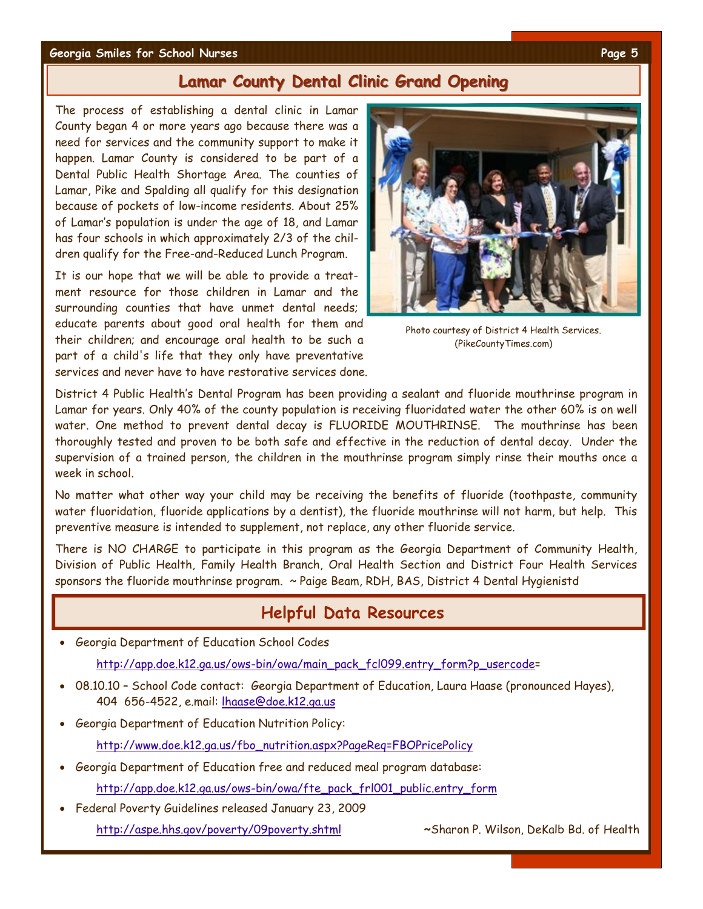## Lamar County Dental Clinic Grand Opening

The process of establishing a dental clinic in Lamar County began 4 or more years ago because there was a need for services and the community support to make it happen. Lamar County is considered to be part of a Dental Public Health Shortage Area. The counties of Lamar, Pike and Spalding all qualify for this designation because of pockets of low-income residents. About 25% of Lamar's population is under the age of 18, and Lamar has four schools in which approximately 2/3 of the children qualify for the Free-and-Reduced Lunch Program.

It is our hope that we will be able to provide a treatment resource for those children in Lamar and the surrounding counties that have unmet dental needs; educate parents about good oral health for them and their children; and encourage oral health to be such a part of a child's life that they only have preventative services and never have to have restorative services done.

Photo courtesy of District 4 Health Services. (PikeCountyTimes.com)

District 4 Public Health's Dental Program has been providing a sealant and fluoride mouthrinse program in Lamar for years. Only 40% of the county population is receiving fluoridated water the other 60% is on well water. One method to prevent dental decay is FLUORIDE MOUTHRINSE. The mouthrinse has been thoroughly tested and proven to be both safe and effective in the reduction of dental decay. Under the supervision of a trained person, the children in the mouthrinse program simply rinse their mouths once a week in school.

No matter what other way your child may be receiving the benefits of fluoride (toothpaste, community water fluoridation, fluoride applications by a dentist), the fluoride mouthrinse will not harm, but help. This preventive measure is intended to supplement, not replace, any other fluoride service.

There is NO CHARGE to participate in this program as the Georgia Department of Community Health, Division of Public Health, Family Health Branch, Oral Health Section and District Four Health Services sponsors the fluoride mouthrinse program. ~ Paige Beam, RDH, BAS, District 4 Dental Hygienistd

## Helpful Data Resources

- Georgia Department of Education School Codes

  http://app.doe.k12.ga.us/ows-bin/owa/main_pack_fcl099.entry_form?p_usercode=

- 08.10.10 – School Code contact: Georgia Department of Education, Laura Haase (pronounced Hayes), 404 656-4522, e.mail: lhaase@doe.k12.ga.us

- Georgia Department of Education Nutrition Policy:

  http://www.doe.k12.ga.us/fbo_nutrition.aspx?PageReq=FBOPricePolicy

- Georgia Department of Education free and reduced meal program database:

  http://app.doe.k12.ga.us/ows-bin/owa/fte_pack_frl001_public.entry_form

- Federal Poverty Guidelines released January 23, 2009

  http://aspe.hhs.gov/poverty/09poverty.shtml

~Sharon P. Wilson, DeKalb Bd. of Health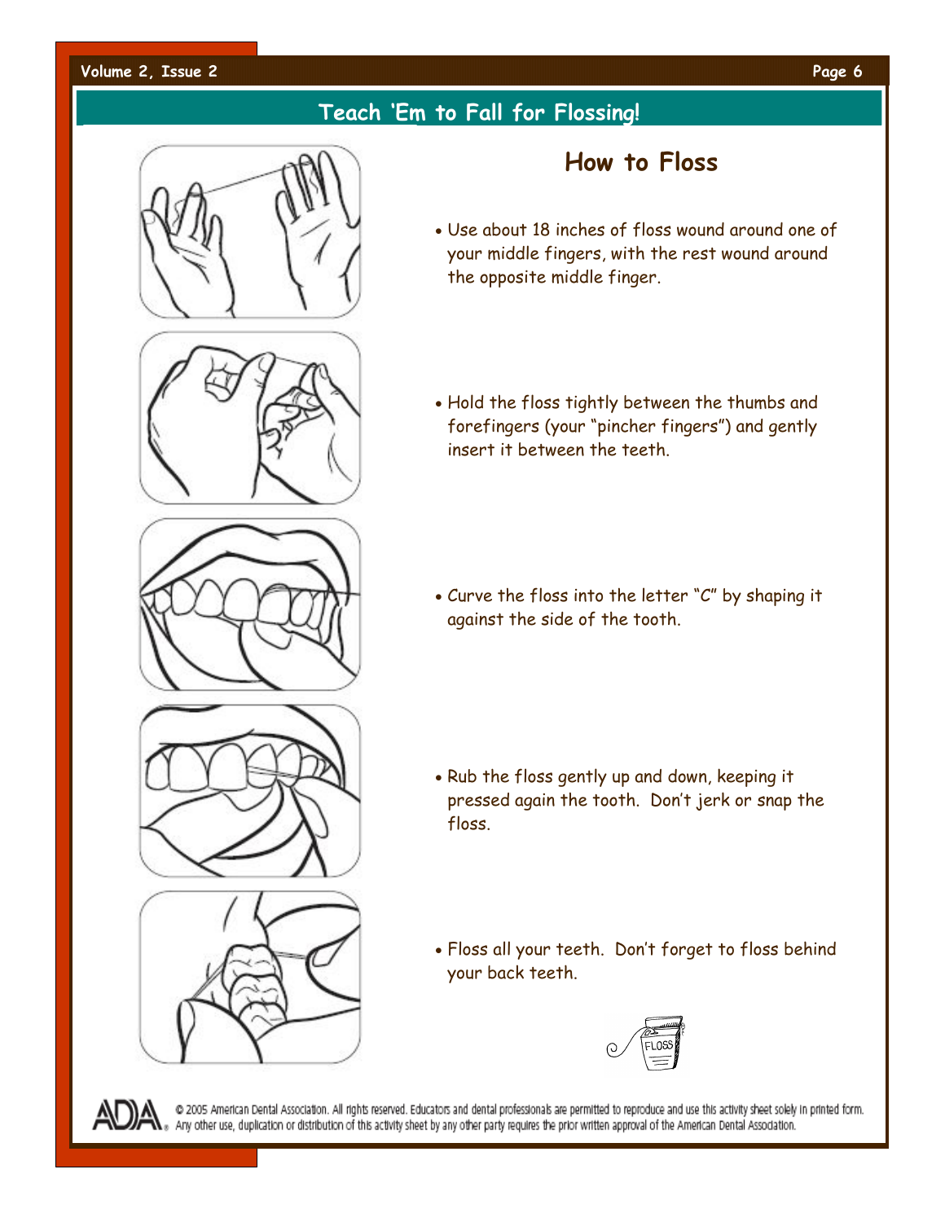## Teach 'Em to Fall for Flossing!

### How to Floss

- Use about 18 inches of floss wound around one of your middle fingers, with the rest wound around the opposite middle finger.
- Hold the floss tightly between the thumbs and forefingers (your "pincher fingers") and gently insert it between the teeth.
- Curve the floss into the letter "C" by shaping it against the side of the tooth.
- Rub the floss gently up and down, keeping it pressed again the tooth. Don't jerk or snap the floss.
- Floss all your teeth. Don't forget to floss behind your back teeth.

ADA® © 2005 American Dental Association. All rights reserved. Educators and dental professionals are permitted to reproduce and use this activity sheet solely in printed form. Any other use, duplication or distribution of this activity sheet by any other party requires the prior written approval of the American Dental Association.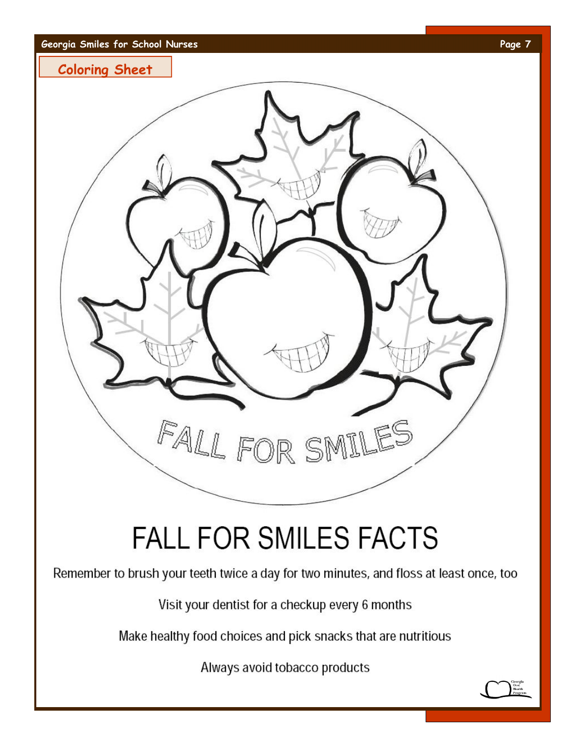## Coloring Sheet

FALL FOR SMILES

# FALL FOR SMILES FACTS

Remember to brush your teeth twice a day for two minutes, and floss at least once, too

Visit your dentist for a checkup every 6 months

Make healthy food choices and pick snacks that are nutritious

Always avoid tobacco products

Georgia Oral Health Program